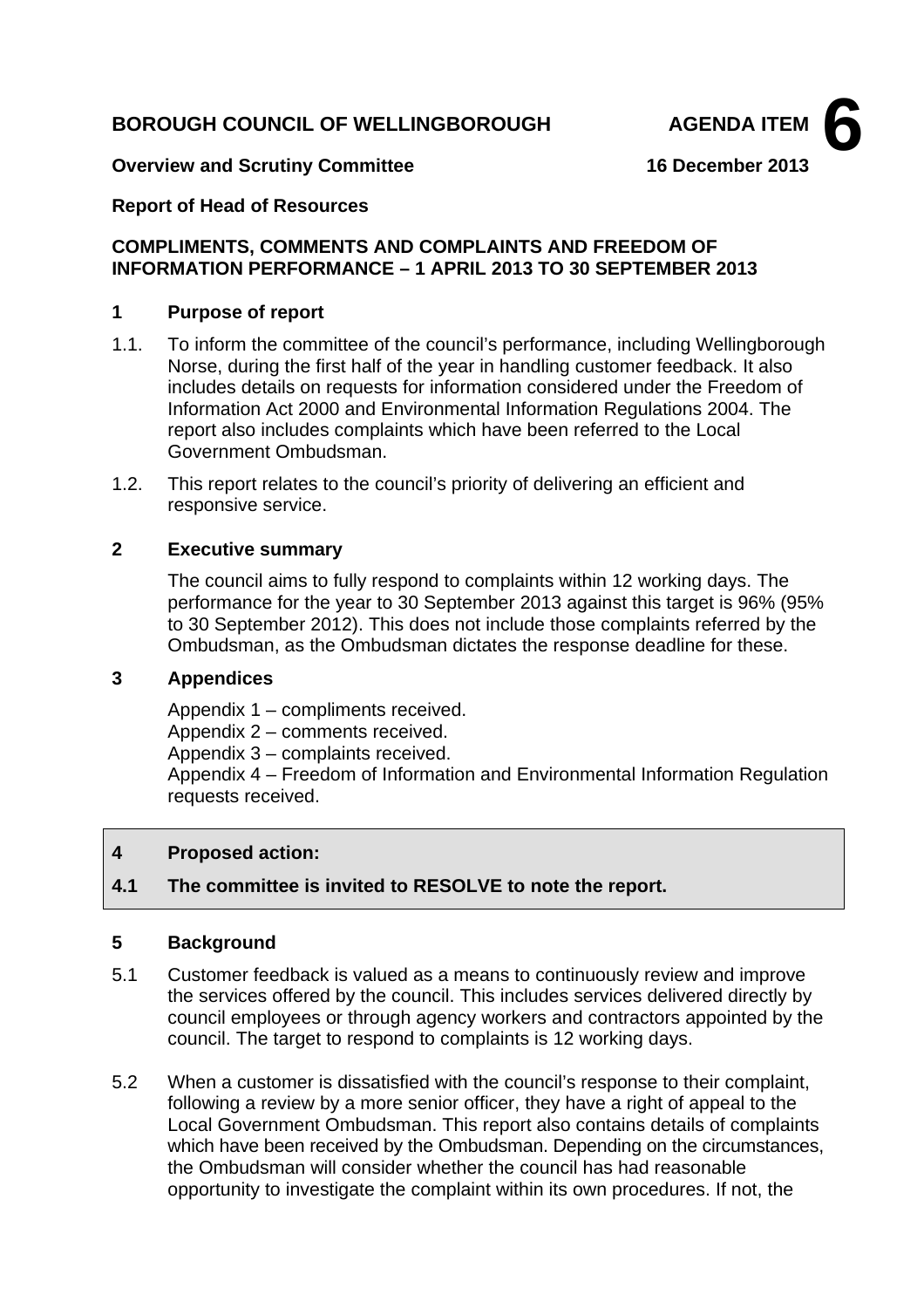**BOROUGH COUNCIL OF WELLINGBOROUGH** **AGENDA ITEM 6**

**Overview and Scrutiny Committee** **16 December 2013**

**Report of Head of Resources**

**COMPLIMENTS, COMMENTS AND COMPLAINTS AND FREEDOM OF INFORMATION PERFORMANCE – 1 APRIL 2013 TO 30 SEPTEMBER 2013**

## 1 Purpose of report

1.1. To inform the committee of the council's performance, including Wellingborough Norse, during the first half of the year in handling customer feedback. It also includes details on requests for information considered under the Freedom of Information Act 2000 and Environmental Information Regulations 2004. The report also includes complaints which have been referred to the Local Government Ombudsman.

1.2. This report relates to the council's priority of delivering an efficient and responsive service.

## 2 Executive summary

The council aims to fully respond to complaints within 12 working days. The performance for the year to 30 September 2013 against this target is 96% (95% to 30 September 2012). This does not include those complaints referred by the Ombudsman, as the Ombudsman dictates the response deadline for these.

## 3 Appendices

Appendix 1 – compliments received.
Appendix 2 – comments received.
Appendix 3 – complaints received.
Appendix 4 – Freedom of Information and Environmental Information Regulation requests received.

## 4 Proposed action:

**4.1 The committee is invited to RESOLVE to note the report.**

## 5 Background

5.1 Customer feedback is valued as a means to continuously review and improve the services offered by the council. This includes services delivered directly by council employees or through agency workers and contractors appointed by the council. The target to respond to complaints is 12 working days.

5.2 When a customer is dissatisfied with the council's response to their complaint, following a review by a more senior officer, they have a right of appeal to the Local Government Ombudsman. This report also contains details of complaints which have been received by the Ombudsman. Depending on the circumstances, the Ombudsman will consider whether the council has had reasonable opportunity to investigate the complaint within its own procedures. If not, the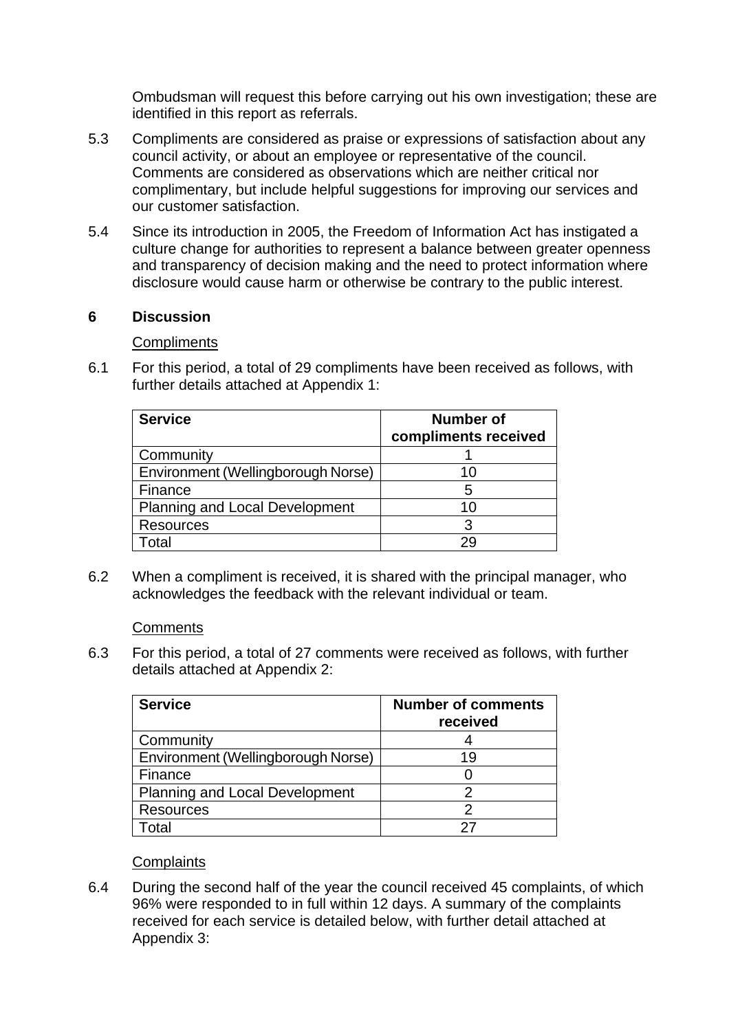Ombudsman will request this before carrying out his own investigation; these are identified in this report as referrals.

5.3 Compliments are considered as praise or expressions of satisfaction about any council activity, or about an employee or representative of the council. Comments are considered as observations which are neither critical nor complimentary, but include helpful suggestions for improving our services and our customer satisfaction.

5.4 Since its introduction in 2005, the Freedom of Information Act has instigated a culture change for authorities to represent a balance between greater openness and transparency of decision making and the need to protect information where disclosure would cause harm or otherwise be contrary to the public interest.

## 6 Discussion

Compliments

6.1 For this period, a total of 29 compliments have been received as follows, with further details attached at Appendix 1:

| Service | Number of compliments received |
|---|---|
| Community | 1 |
| Environment (Wellingborough Norse) | 10 |
| Finance | 5 |
| Planning and Local Development | 10 |
| Resources | 3 |
| Total | 29 |

6.2 When a compliment is received, it is shared with the principal manager, who acknowledges the feedback with the relevant individual or team.

Comments

6.3 For this period, a total of 27 comments were received as follows, with further details attached at Appendix 2:

| Service | Number of comments received |
|---|---|
| Community | 4 |
| Environment (Wellingborough Norse) | 19 |
| Finance | 0 |
| Planning and Local Development | 2 |
| Resources | 2 |
| Total | 27 |

Complaints

6.4 During the second half of the year the council received 45 complaints, of which 96% were responded to in full within 12 days. A summary of the complaints received for each service is detailed below, with further detail attached at Appendix 3: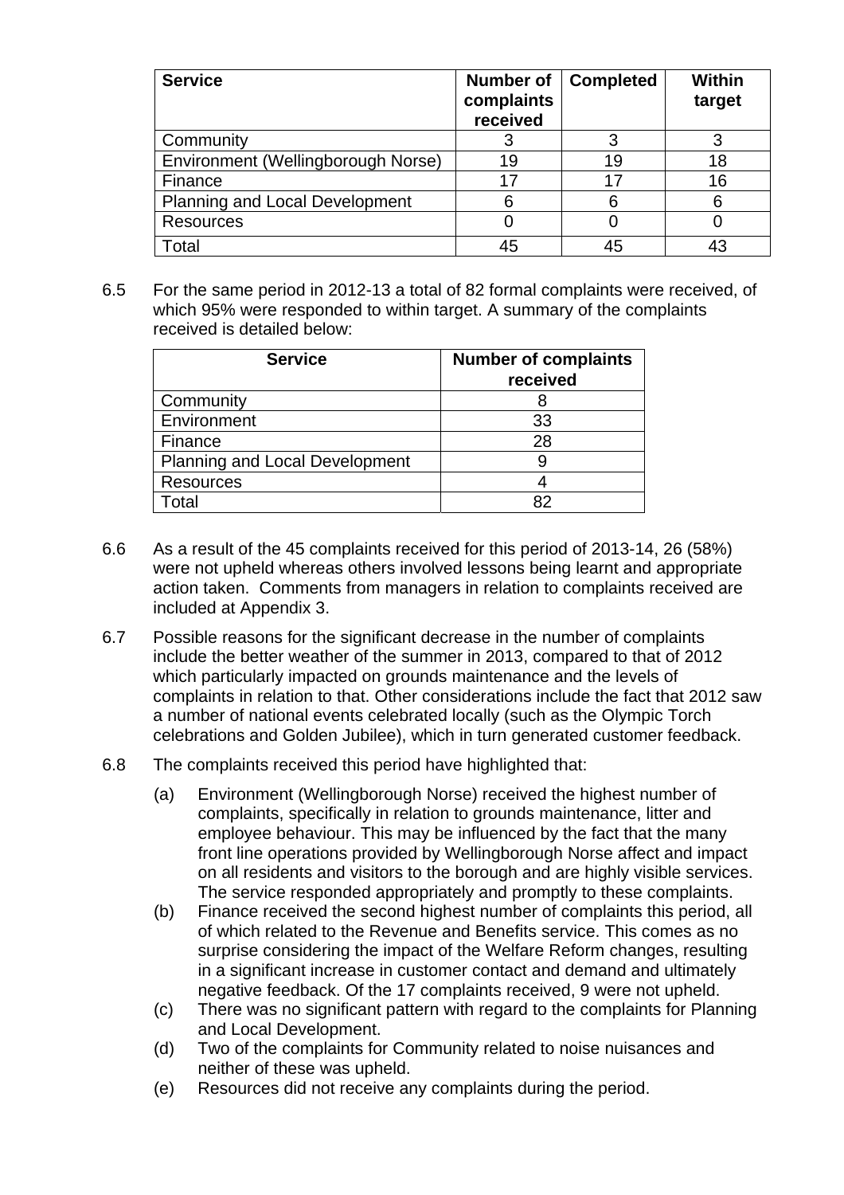| Service | Number of complaints received | Completed | Within target |
|---|---|---|---|
| Community | 3 | 3 | 3 |
| Environment (Wellingborough Norse) | 19 | 19 | 18 |
| Finance | 17 | 17 | 16 |
| Planning and Local Development | 6 | 6 | 6 |
| Resources | 0 | 0 | 0 |
| Total | 45 | 45 | 43 |

6.5 For the same period in 2012-13 a total of 82 formal complaints were received, of which 95% were responded to within target. A summary of the complaints received is detailed below:

| Service | Number of complaints received |
|---|---|
| Community | 8 |
| Environment | 33 |
| Finance | 28 |
| Planning and Local Development | 9 |
| Resources | 4 |
| Total | 82 |

6.6 As a result of the 45 complaints received for this period of 2013-14, 26 (58%) were not upheld whereas others involved lessons being learnt and appropriate action taken. Comments from managers in relation to complaints received are included at Appendix 3.

6.7 Possible reasons for the significant decrease in the number of complaints include the better weather of the summer in 2013, compared to that of 2012 which particularly impacted on grounds maintenance and the levels of complaints in relation to that. Other considerations include the fact that 2012 saw a number of national events celebrated locally (such as the Olympic Torch celebrations and Golden Jubilee), which in turn generated customer feedback.

6.8 The complaints received this period have highlighted that:

(a) Environment (Wellingborough Norse) received the highest number of complaints, specifically in relation to grounds maintenance, litter and employee behaviour. This may be influenced by the fact that the many front line operations provided by Wellingborough Norse affect and impact on all residents and visitors to the borough and are highly visible services. The service responded appropriately and promptly to these complaints.

(b) Finance received the second highest number of complaints this period, all of which related to the Revenue and Benefits service. This comes as no surprise considering the impact of the Welfare Reform changes, resulting in a significant increase in customer contact and demand and ultimately negative feedback. Of the 17 complaints received, 9 were not upheld.

(c) There was no significant pattern with regard to the complaints for Planning and Local Development.

(d) Two of the complaints for Community related to noise nuisances and neither of these was upheld.

(e) Resources did not receive any complaints during the period.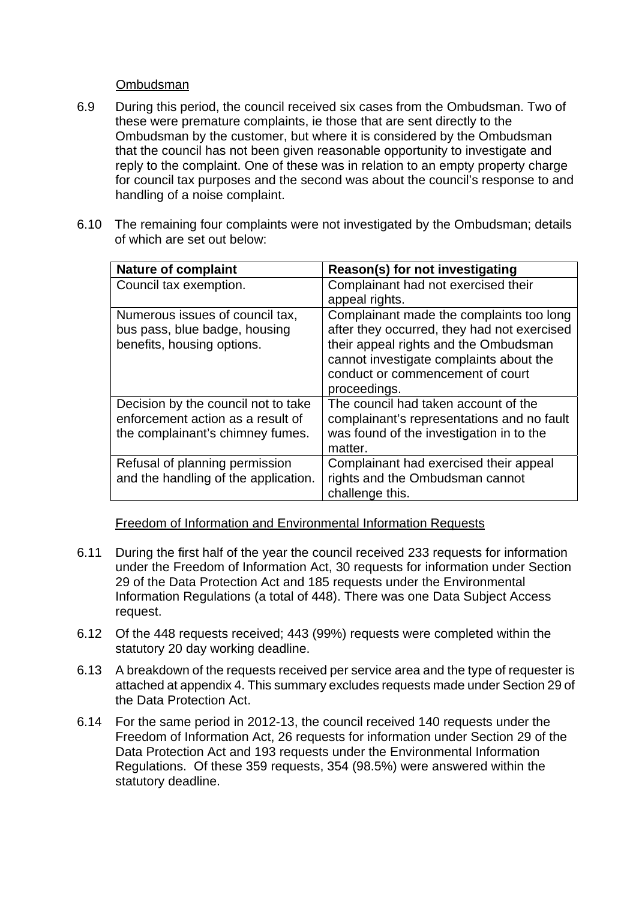Ombudsman

6.9 During this period, the council received six cases from the Ombudsman. Two of these were premature complaints, ie those that are sent directly to the Ombudsman by the customer, but where it is considered by the Ombudsman that the council has not been given reasonable opportunity to investigate and reply to the complaint. One of these was in relation to an empty property charge for council tax purposes and the second was about the council's response to and handling of a noise complaint.

6.10 The remaining four complaints were not investigated by the Ombudsman; details of which are set out below:

| Nature of complaint | Reason(s) for not investigating |
|---|---|
| Council tax exemption. | Complainant had not exercised their appeal rights. |
| Numerous issues of council tax, bus pass, blue badge, housing benefits, housing options. | Complainant made the complaints too long after they occurred, they had not exercised their appeal rights and the Ombudsman cannot investigate complaints about the conduct or commencement of court proceedings. |
| Decision by the council not to take enforcement action as a result of the complainant's chimney fumes. | The council had taken account of the complainant's representations and no fault was found of the investigation in to the matter. |
| Refusal of planning permission and the handling of the application. | Complainant had exercised their appeal rights and the Ombudsman cannot challenge this. |

Freedom of Information and Environmental Information Requests

6.11 During the first half of the year the council received 233 requests for information under the Freedom of Information Act, 30 requests for information under Section 29 of the Data Protection Act and 185 requests under the Environmental Information Regulations (a total of 448). There was one Data Subject Access request.

6.12 Of the 448 requests received; 443 (99%) requests were completed within the statutory 20 day working deadline.

6.13 A breakdown of the requests received per service area and the type of requester is attached at appendix 4. This summary excludes requests made under Section 29 of the Data Protection Act.

6.14 For the same period in 2012-13, the council received 140 requests under the Freedom of Information Act, 26 requests for information under Section 29 of the Data Protection Act and 193 requests under the Environmental Information Regulations. Of these 359 requests, 354 (98.5%) were answered within the statutory deadline.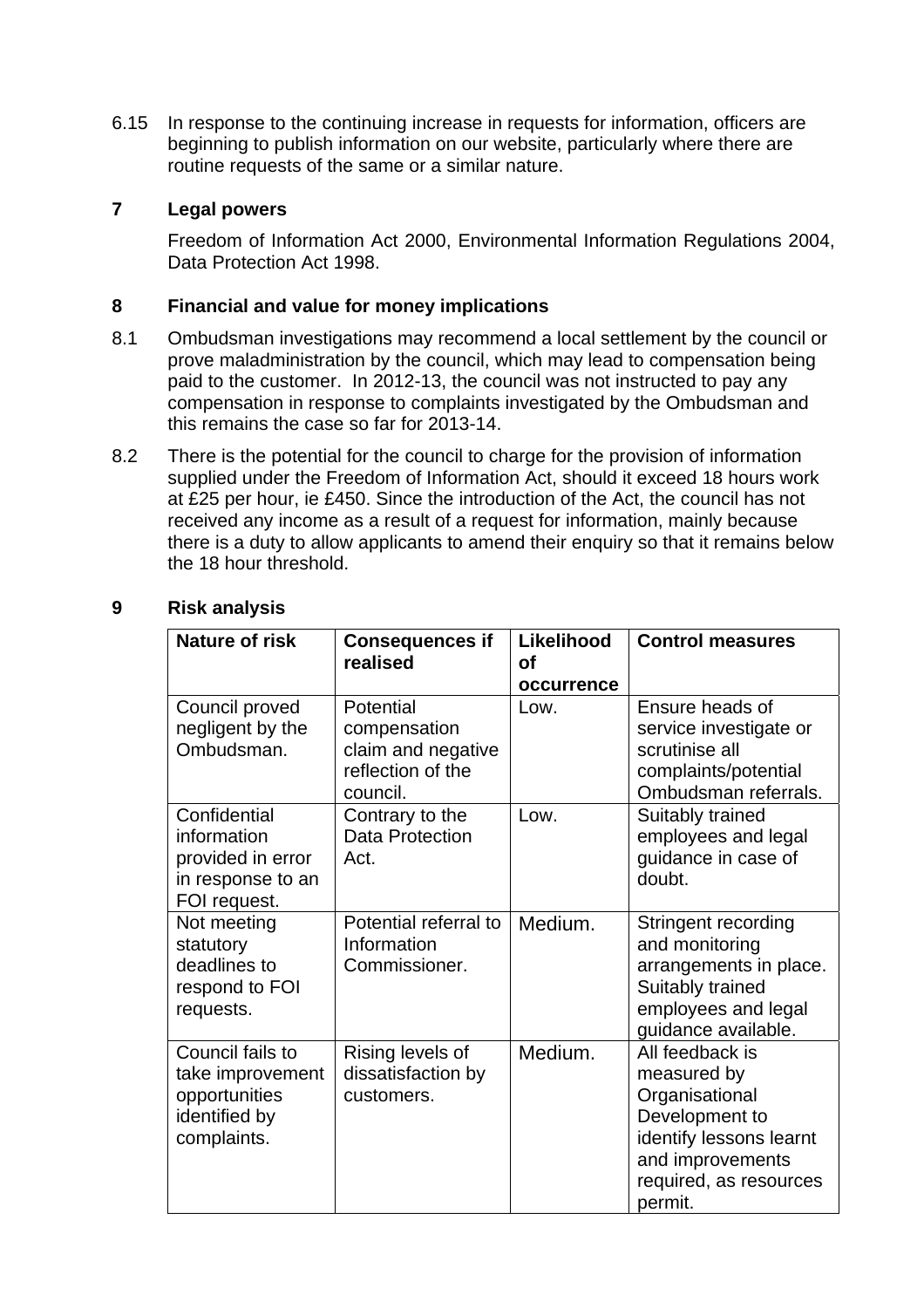6.15 In response to the continuing increase in requests for information, officers are beginning to publish information on our website, particularly where there are routine requests of the same or a similar nature.

## 7 Legal powers

Freedom of Information Act 2000, Environmental Information Regulations 2004, Data Protection Act 1998.

## 8 Financial and value for money implications

8.1 Ombudsman investigations may recommend a local settlement by the council or prove maladministration by the council, which may lead to compensation being paid to the customer. In 2012-13, the council was not instructed to pay any compensation in response to complaints investigated by the Ombudsman and this remains the case so far for 2013-14.

8.2 There is the potential for the council to charge for the provision of information supplied under the Freedom of Information Act, should it exceed 18 hours work at £25 per hour, ie £450. Since the introduction of the Act, the council has not received any income as a result of a request for information, mainly because there is a duty to allow applicants to amend their enquiry so that it remains below the 18 hour threshold.

## 9 Risk analysis

| Nature of risk | Consequences if realised | Likelihood of occurrence | Control measures |
|---|---|---|---|
| Council proved negligent by the Ombudsman. | Potential compensation claim and negative reflection of the council. | Low. | Ensure heads of service investigate or scrutinise all complaints/potential Ombudsman referrals. |
| Confidential information provided in error in response to an FOI request. | Contrary to the Data Protection Act. | Low. | Suitably trained employees and legal guidance in case of doubt. |
| Not meeting statutory deadlines to respond to FOI requests. | Potential referral to Information Commissioner. | Medium. | Stringent recording and monitoring arrangements in place. Suitably trained employees and legal guidance available. |
| Council fails to take improvement opportunities identified by complaints. | Rising levels of dissatisfaction by customers. | Medium. | All feedback is measured by Organisational Development to identify lessons learnt and improvements required, as resources permit. |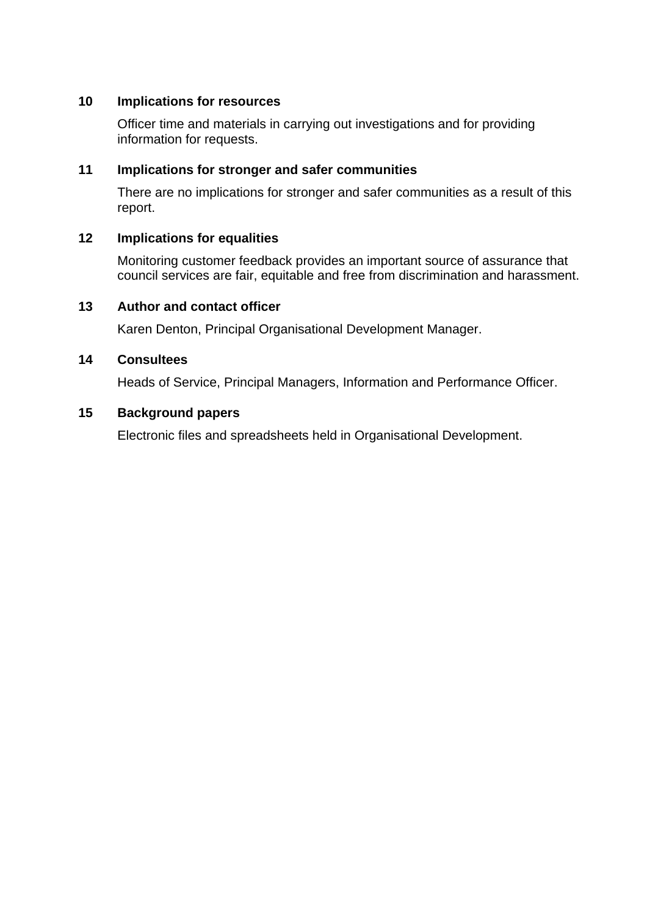## 10 Implications for resources

Officer time and materials in carrying out investigations and for providing information for requests.

## 11 Implications for stronger and safer communities

There are no implications for stronger and safer communities as a result of this report.

## 12 Implications for equalities

Monitoring customer feedback provides an important source of assurance that council services are fair, equitable and free from discrimination and harassment.

## 13 Author and contact officer

Karen Denton, Principal Organisational Development Manager.

## 14 Consultees

Heads of Service, Principal Managers, Information and Performance Officer.

## 15 Background papers

Electronic files and spreadsheets held in Organisational Development.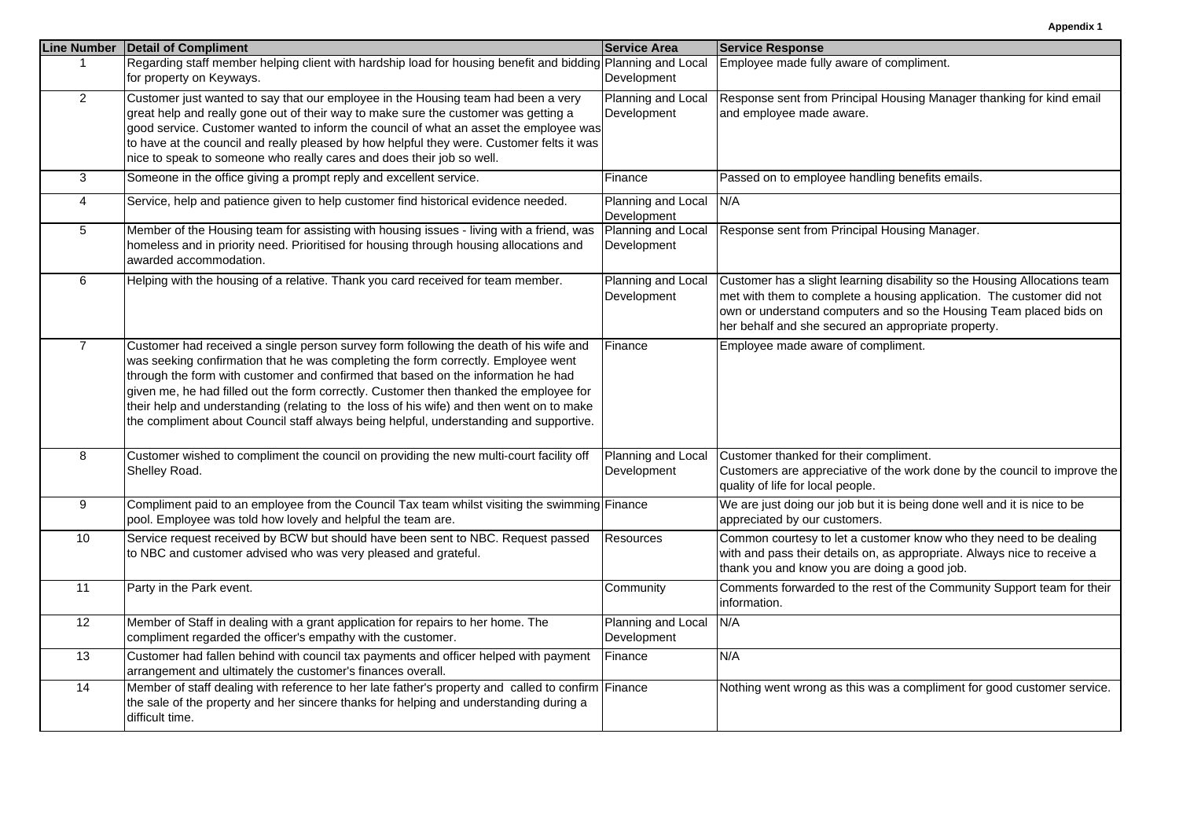**Appendix 1**

| Line Number | Detail of Compliment | Service Area | Service Response |
|---|---|---|---|
| 1 | Regarding staff member helping client with hardship load for housing benefit and bidding for property on Keyways. | Planning and Local Development | Employee made fully aware of compliment. |
| 2 | Customer just wanted to say that our employee in the Housing team had been a very great help and really gone out of their way to make sure the customer was getting a good service. Customer wanted to inform the council of what an asset the employee was to have at the council and really pleased by how helpful they were. Customer felts it was nice to speak to someone who really cares and does their job so well. | Planning and Local Development | Response sent from Principal Housing Manager thanking for kind email and employee made aware. |
| 3 | Someone in the office giving a prompt reply and excellent service. | Finance | Passed on to employee handling benefits emails. |
| 4 | Service, help and patience given to help customer find historical evidence needed. | Planning and Local Development | N/A |
| 5 | Member of the Housing team for assisting with housing issues - living with a friend, was homeless and in priority need. Prioritised for housing through housing allocations and awarded accommodation. | Planning and Local Development | Response sent from Principal Housing Manager. |
| 6 | Helping with the housing of a relative. Thank you card received for team member. | Planning and Local Development | Customer has a slight learning disability so the Housing Allocations team met with them to complete a housing application. The customer did not own or understand computers and so the Housing Team placed bids on her behalf and she secured an appropriate property. |
| 7 | Customer had received a single person survey form following the death of his wife and was seeking confirmation that he was completing the form correctly. Employee went through the form with customer and confirmed that based on the information he had given me, he had filled out the form correctly. Customer then thanked the employee for their help and understanding (relating to the loss of his wife) and then went on to make the compliment about Council staff always being helpful, understanding and supportive. | Finance | Employee made aware of compliment. |
| 8 | Customer wished to compliment the council on providing the new multi-court facility off Shelley Road. | Planning and Local Development | Customer thanked for their compliment. Customers are appreciative of the work done by the council to improve the quality of life for local people. |
| 9 | Compliment paid to an employee from the Council Tax team whilst visiting the swimming pool. Employee was told how lovely and helpful the team are. | Finance | We are just doing our job but it is being done well and it is nice to be appreciated by our customers. |
| 10 | Service request received by BCW but should have been sent to NBC. Request passed to NBC and customer advised who was very pleased and grateful. | Resources | Common courtesy to let a customer know who they need to be dealing with and pass their details on, as appropriate. Always nice to receive a thank you and know you are doing a good job. |
| 11 | Party in the Park event. | Community | Comments forwarded to the rest of the Community Support team for their information. |
| 12 | Member of Staff in dealing with a grant application for repairs to her home. The compliment regarded the officer's empathy with the customer. | Planning and Local Development | N/A |
| 13 | Customer had fallen behind with council tax payments and officer helped with payment arrangement and ultimately the customer's finances overall. | Finance | N/A |
| 14 | Member of staff dealing with reference to her late father's property and called to confirm the sale of the property and her sincere thanks for helping and understanding during a difficult time. | Finance | Nothing went wrong as this was a compliment for good customer service. |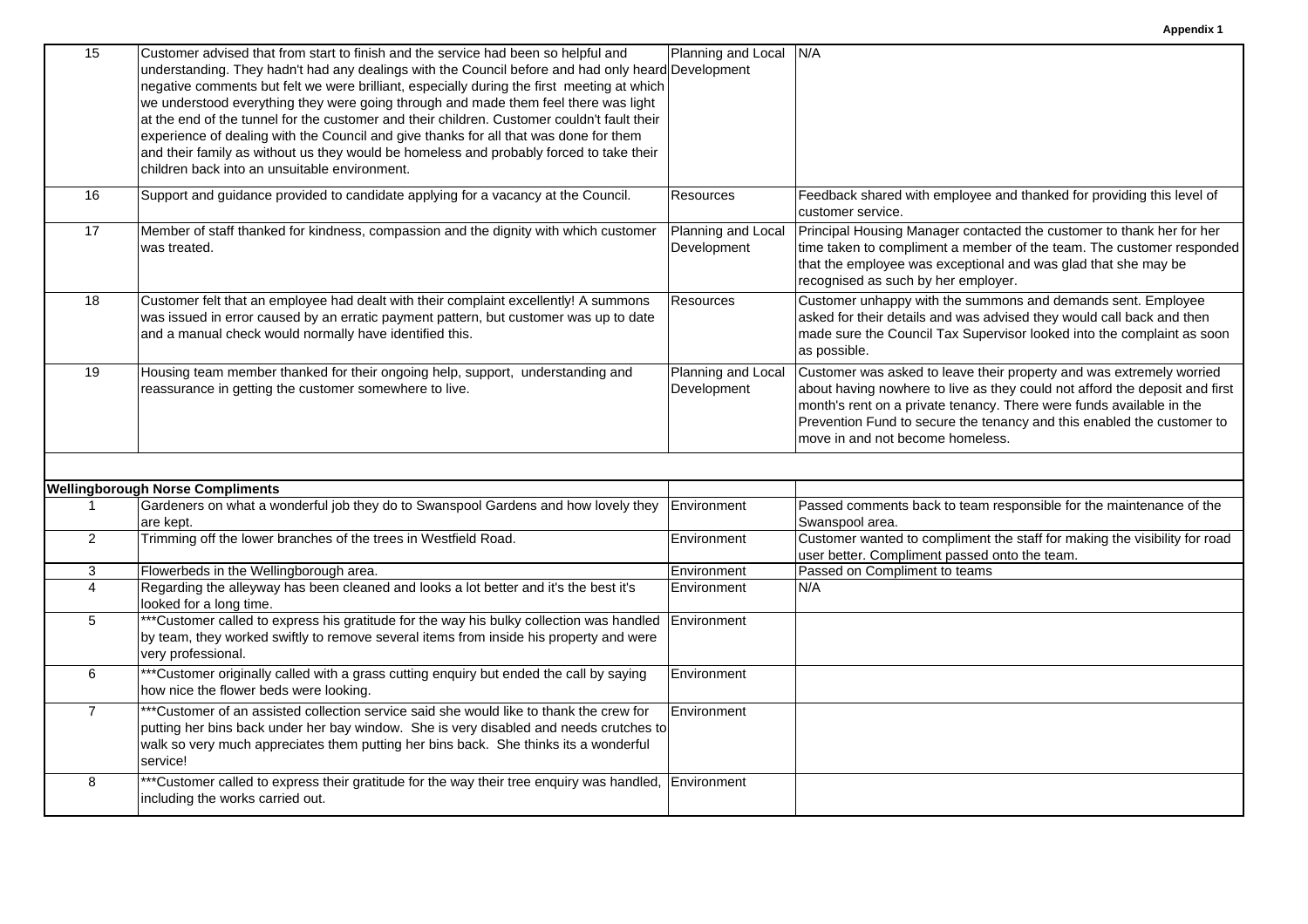| | | | |
|---|---|---|---|
| 15 | Customer advised that from start to finish and the service had been so helpful and understanding. They hadn't had any dealings with the Council before and had only heard negative comments but felt we were brilliant, especially during the first meeting at which we understood everything they were going through and made them feel there was light at the end of the tunnel for the customer and their children. Customer couldn't fault their experience of dealing with the Council and give thanks for all that was done for them and their family as without us they would be homeless and probably forced to take their children back into an unsuitable environment. | Planning and Local Development | N/A |
| 16 | Support and guidance provided to candidate applying for a vacancy at the Council. | Resources | Feedback shared with employee and thanked for providing this level of customer service. |
| 17 | Member of staff thanked for kindness, compassion and the dignity with which customer was treated. | Planning and Local Development | Principal Housing Manager contacted the customer to thank her for her time taken to compliment a member of the team. The customer responded that the employee was exceptional and was glad that she may be recognised as such by her employer. |
| 18 | Customer felt that an employee had dealt with their complaint excellently! A summons was issued in error caused by an erratic payment pattern, but customer was up to date and a manual check would normally have identified this. | Resources | Customer unhappy with the summons and demands sent. Employee asked for their details and was advised they would call back and then made sure the Council Tax Supervisor looked into the complaint as soon as possible. |
| 19 | Housing team member thanked for their ongoing help, support, understanding and reassurance in getting the customer somewhere to live. | Planning and Local Development | Customer was asked to leave their property and was extremely worried about having nowhere to live as they could not afford the deposit and first month's rent on a private tenancy. There were funds available in the Prevention Fund to secure the tenancy and this enabled the customer to move in and not become homeless. |
| | | | |
| **Wellingborough Norse Compliments** | | | |
| 1 | Gardeners on what a wonderful job they do to Swanspool Gardens and how lovely they are kept. | Environment | Passed comments back to team responsible for the maintenance of the Swanspool area. |
| 2 | Trimming off the lower branches of the trees in Westfield Road. | Environment | Customer wanted to compliment the staff for making the visibility for road user better. Compliment passed onto the team. |
| 3 | Flowerbeds in the Wellingborough area. | Environment | Passed on Compliment to teams |
| 4 | Regarding the alleyway has been cleaned and looks a lot better and it's the best it's looked for a long time. | Environment | N/A |
| 5 | ***Customer called to express his gratitude for the way his bulky collection was handled by team, they worked swiftly to remove several items from inside his property and were very professional. | Environment | |
| 6 | ***Customer originally called with a grass cutting enquiry but ended the call by saying how nice the flower beds were looking. | Environment | |
| 7 | ***Customer of an assisted collection service said she would like to thank the crew for putting her bins back under her bay window. She is very disabled and needs crutches to walk so very much appreciates them putting her bins back. She thinks its a wonderful service! | Environment | |
| 8 | ***Customer called to express their gratitude for the way their tree enquiry was handled, including the works carried out. | Environment | |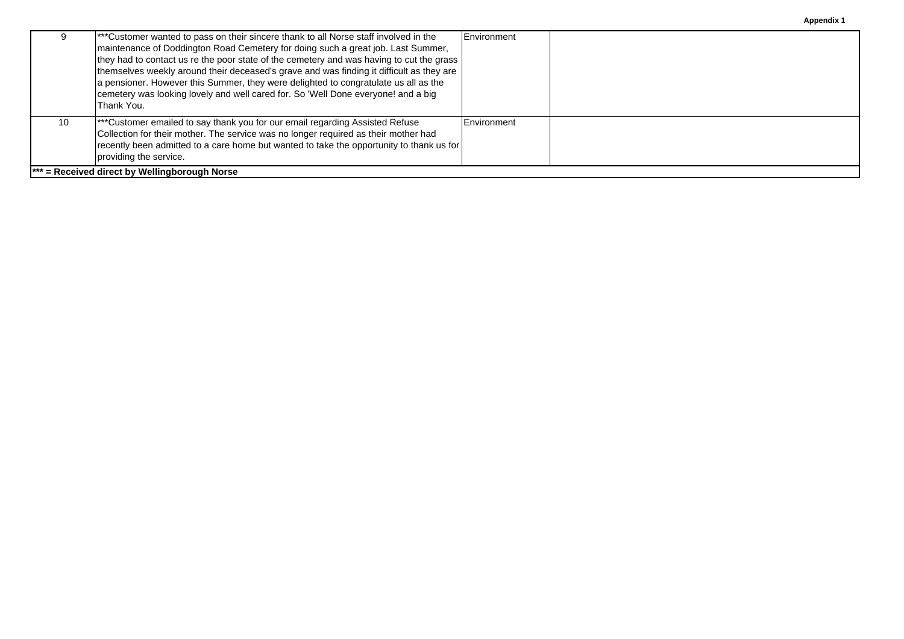**Appendix 1**

| | | | |
|---|---|---|---|
| 9 | ***Customer wanted to pass on their sincere thank to all Norse staff involved in the maintenance of Doddington Road Cemetery for doing such a great job. Last Summer, they had to contact us re the poor state of the cemetery and was having to cut the grass themselves weekly around their deceased's grave and was finding it difficult as they are a pensioner. However this Summer, they were delighted to congratulate us all as the cemetery was looking lovely and well cared for. So 'Well Done everyone! and a big Thank You. | Environment | |
| 10 | ***Customer emailed to say thank you for our email regarding Assisted Refuse Collection for their mother. The service was no longer required as their mother had recently been admitted to a care home but wanted to take the opportunity to thank us for providing the service. | Environment | |

**\*\*\* = Received direct by Wellingborough Norse**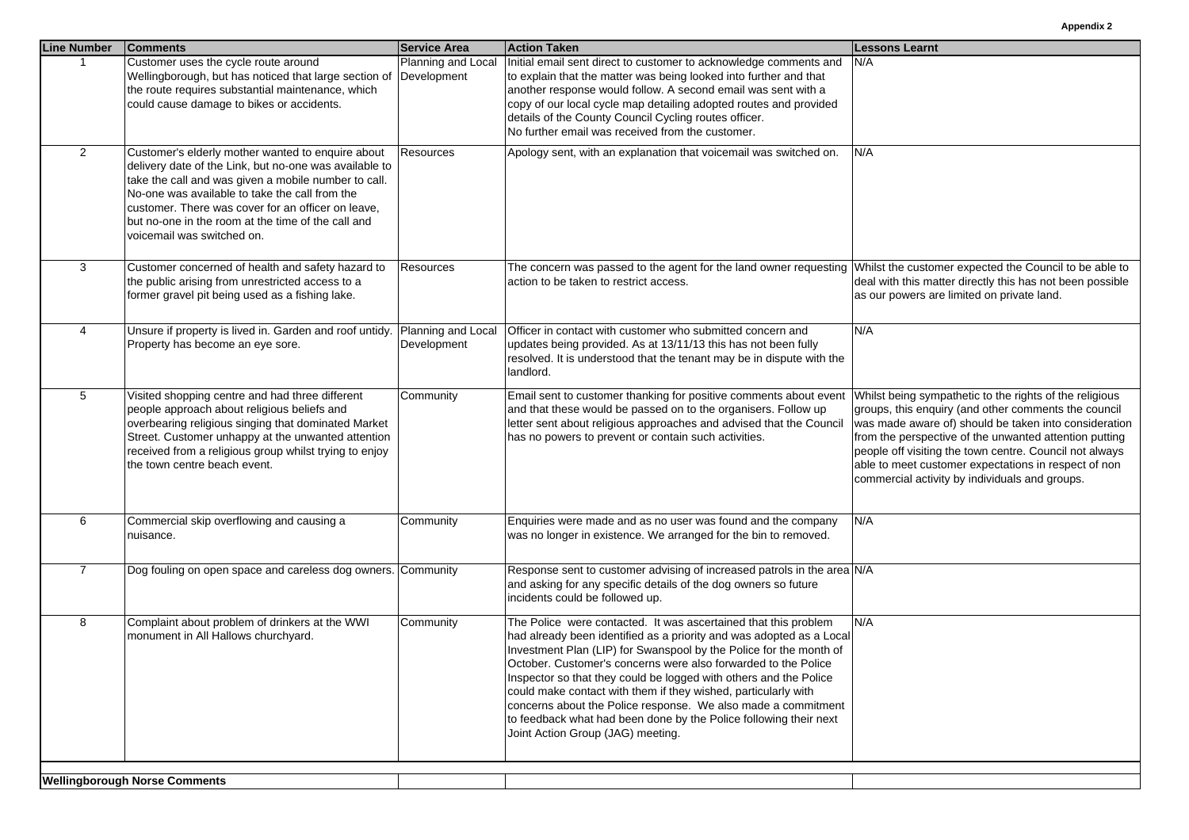**Appendix 2**

| Line Number | Comments | Service Area | Action Taken | Lessons Learnt |
|---|---|---|---|---|
| 1 | Customer uses the cycle route around Wellingborough, but has noticed that large section of the route requires substantial maintenance, which could cause damage to bikes or accidents. | Planning and Local Development | Initial email sent direct to customer to acknowledge comments and to explain that the matter was being looked into further and that another response would follow. A second email was sent with a copy of our local cycle map detailing adopted routes and provided details of the County Council Cycling routes officer. No further email was received from the customer. | N/A |
| 2 | Customer's elderly mother wanted to enquire about delivery date of the Link, but no-one was available to take the call and was given a mobile number to call. No-one was available to take the call from the customer. There was cover for an officer on leave, but no-one in the room at the time of the call and voicemail was switched on. | Resources | Apology sent, with an explanation that voicemail was switched on. | N/A |
| 3 | Customer concerned of health and safety hazard to the public arising from unrestricted access to a former gravel pit being used as a fishing lake. | Resources | The concern was passed to the agent for the land owner requesting action to be taken to restrict access. | Whilst the customer expected the Council to be able to deal with this matter directly this has not been possible as our powers are limited on private land. |
| 4 | Unsure if property is lived in. Garden and roof untidy. Property has become an eye sore. | Planning and Local Development | Officer in contact with customer who submitted concern and updates being provided. As at 13/11/13 this has not been fully resolved. It is understood that the tenant may be in dispute with the landlord. | N/A |
| 5 | Visited shopping centre and had three different people approach about religious beliefs and overbearing religious singing that dominated Market Street. Customer unhappy at the unwanted attention received from a religious group whilst trying to enjoy the town centre beach event. | Community | Email sent to customer thanking for positive comments about event and that these would be passed on to the organisers. Follow up letter sent about religious approaches and advised that the Council has no powers to prevent or contain such activities. | Whilst being sympathetic to the rights of the religious groups, this enquiry (and other comments the council was made aware of) should be taken into consideration from the perspective of the unwanted attention putting people off visiting the town centre. Council not always able to meet customer expectations in respect of non commercial activity by individuals and groups. |
| 6 | Commercial skip overflowing and causing a nuisance. | Community | Enquiries were made and as no user was found and the company was no longer in existence. We arranged for the bin to removed. | N/A |
| 7 | Dog fouling on open space and careless dog owners. | Community | Response sent to customer advising of increased patrols in the area and asking for any specific details of the dog owners so future incidents could be followed up. | N/A |
| 8 | Complaint about problem of drinkers at the WWI monument in All Hallows churchyard. | Community | The Police were contacted. It was ascertained that this problem had already been identified as a priority and was adopted as a Local Investment Plan (LIP) for Swanspool by the Police for the month of October. Customer's concerns were also forwarded to the Police Inspector so that they could be logged with others and the Police could make contact with them if they wished, particularly with concerns about the Police response. We also made a commitment to feedback what had been done by the Police following their next Joint Action Group (JAG) meeting. | N/A |
| **Wellingborough Norse Comments** | | | | |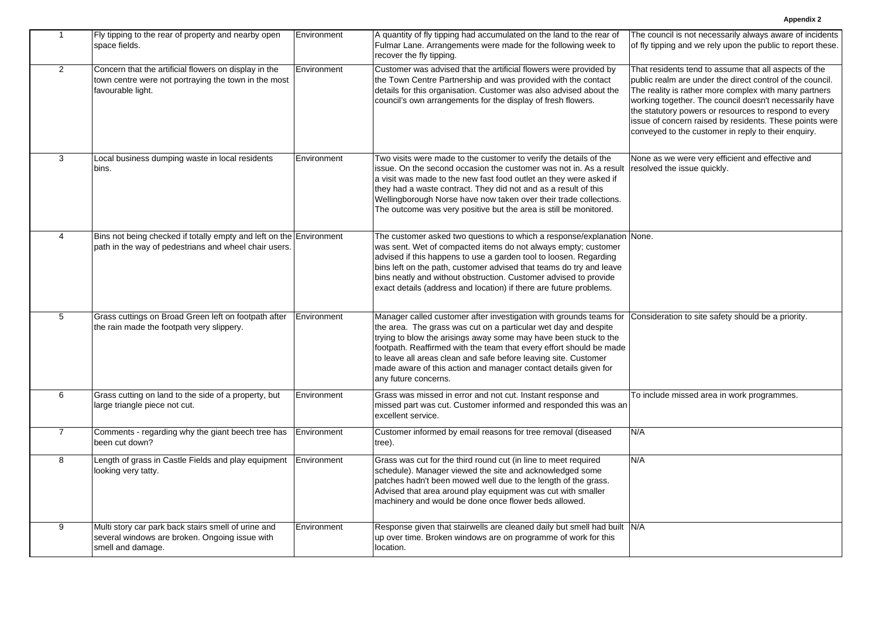**Appendix 2**

| | | | | |
|---|---|---|---|---|
| 1 | Fly tipping to the rear of property and nearby open space fields. | Environment | A quantity of fly tipping had accumulated on the land to the rear of Fulmar Lane. Arrangements were made for the following week to recover the fly tipping. | The council is not necessarily always aware of incidents of fly tipping and we rely upon the public to report these. |
| 2 | Concern that the artificial flowers on display in the town centre were not portraying the town in the most favourable light. | Environment | Customer was advised that the artificial flowers were provided by the Town Centre Partnership and was provided with the contact details for this organisation. Customer was also advised about the council's own arrangements for the display of fresh flowers. | That residents tend to assume that all aspects of the public realm are under the direct control of the council. The reality is rather more complex with many partners working together. The council doesn't necessarily have the statutory powers or resources to respond to every issue of concern raised by residents. These points were conveyed to the customer in reply to their enquiry. |
| 3 | Local business dumping waste in local residents bins. | Environment | Two visits were made to the customer to verify the details of the issue. On the second occasion the customer was not in. As a result a visit was made to the new fast food outlet an they were asked if they had a waste contract. They did not and as a result of this Wellingborough Norse have now taken over their trade collections. The outcome was very positive but the area is still be monitored. | None as we were very efficient and effective and resolved the issue quickly. |
| 4 | Bins not being checked if totally empty and left on the path in the way of pedestrians and wheel chair users. | Environment | The customer asked two questions to which a response/explanation was sent. Wet of compacted items do not always empty; customer advised if this happens to use a garden tool to loosen. Regarding bins left on the path, customer advised that teams do try and leave bins neatly and without obstruction. Customer advised to provide exact details (address and location) if there are future problems. | None. |
| 5 | Grass cuttings on Broad Green left on footpath after the rain made the footpath very slippery. | Environment | Manager called customer after investigation with grounds teams for the area. The grass was cut on a particular wet day and despite trying to blow the arisings away some may have been stuck to the footpath. Reaffirmed with the team that every effort should be made to leave all areas clean and safe before leaving site. Customer made aware of this action and manager contact details given for any future concerns. | Consideration to site safety should be a priority. |
| 6 | Grass cutting on land to the side of a property, but large triangle piece not cut. | Environment | Grass was missed in error and not cut. Instant response and missed part was cut. Customer informed and responded this was an excellent service. | To include missed area in work programmes. |
| 7 | Comments - regarding why the giant beech tree has been cut down? | Environment | Customer informed by email reasons for tree removal (diseased tree). | N/A |
| 8 | Length of grass in Castle Fields and play equipment looking very tatty. | Environment | Grass was cut for the third round cut (in line to meet required schedule). Manager viewed the site and acknowledged some patches hadn't been mowed well due to the length of the grass. Advised that area around play equipment was cut with smaller machinery and would be done once flower beds allowed. | N/A |
| 9 | Multi story car park back stairs smell of urine and several windows are broken. Ongoing issue with smell and damage. | Environment | Response given that stairwells are cleaned daily but smell had built up over time. Broken windows are on programme of work for this location. | N/A |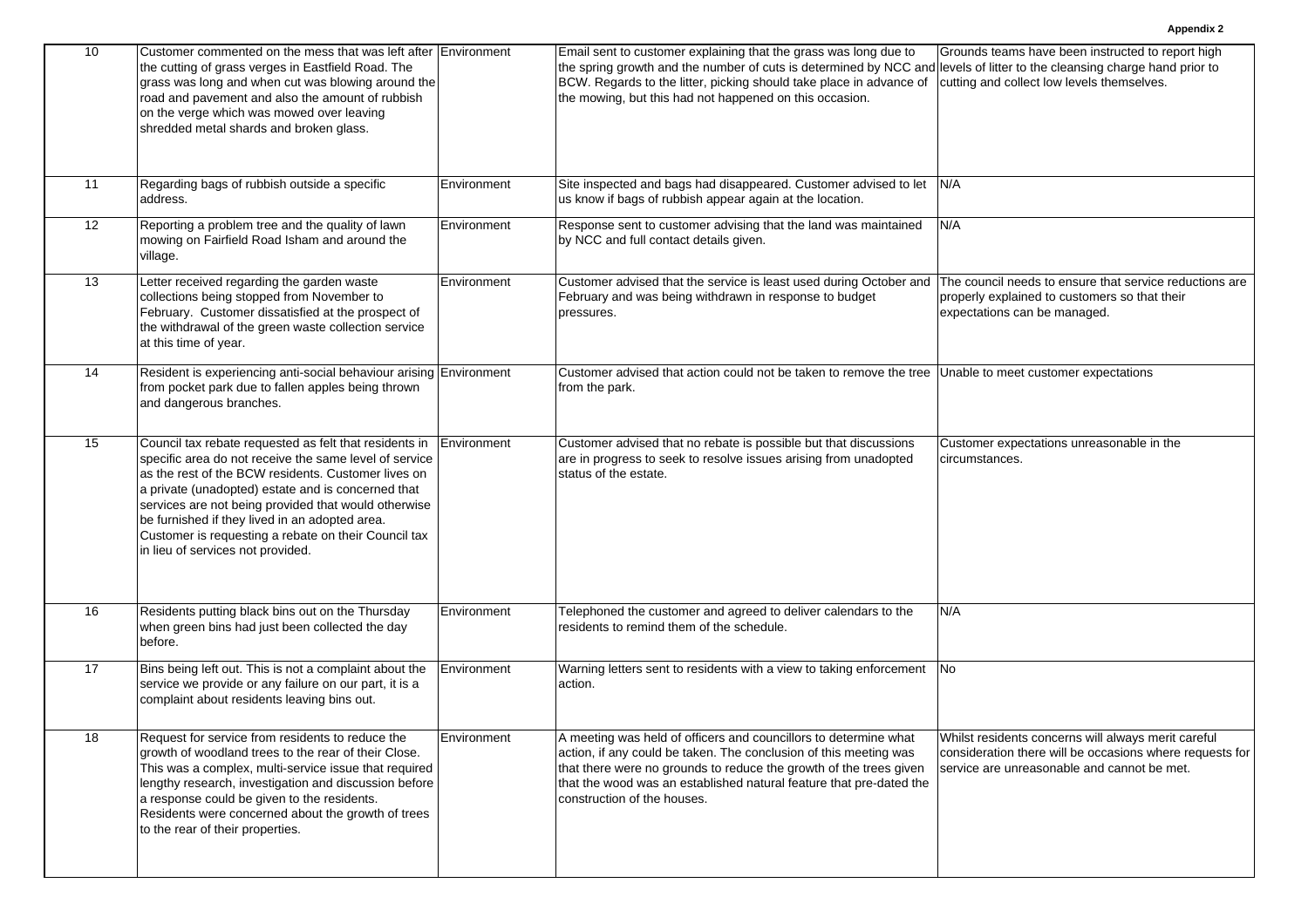**Appendix 2**

| 10 | Customer commented on the mess that was left after the cutting of grass verges in Eastfield Road. The grass was long and when cut was blowing around the road and pavement and also the amount of rubbish on the verge which was mowed over leaving shredded metal shards and broken glass. | Environment | Email sent to customer explaining that the grass was long due to the spring growth and the number of cuts is determined by NCC and BCW. Regards to the litter, picking should take place in advance of the mowing, but this had not happened on this occasion. | Grounds teams have been instructed to report high levels of litter to the cleansing charge hand prior to cutting and collect low levels themselves. |
|---|---|---|---|---|
| 11 | Regarding bags of rubbish outside a specific address. | Environment | Site inspected and bags had disappeared. Customer advised to let us know if bags of rubbish appear again at the location. | N/A |
| 12 | Reporting a problem tree and the quality of lawn mowing on Fairfield Road Isham and around the village. | Environment | Response sent to customer advising that the land was maintained by NCC and full contact details given. | N/A |
| 13 | Letter received regarding the garden waste collections being stopped from November to February. Customer dissatisfied at the prospect of the withdrawal of the green waste collection service at this time of year. | Environment | Customer advised that the service is least used during October and February and was being withdrawn in response to budget pressures. | The council needs to ensure that service reductions are properly explained to customers so that their expectations can be managed. |
| 14 | Resident is experiencing anti-social behaviour arising from pocket park due to fallen apples being thrown and dangerous branches. | Environment | Customer advised that action could not be taken to remove the tree from the park. | Unable to meet customer expectations |
| 15 | Council tax rebate requested as felt that residents in specific area do not receive the same level of service as the rest of the BCW residents. Customer lives on a private (unadopted) estate and is concerned that services are not being provided that would otherwise be furnished if they lived in an adopted area. Customer is requesting a rebate on their Council tax in lieu of services not provided. | Environment | Customer advised that no rebate is possible but that discussions are in progress to seek to resolve issues arising from unadopted status of the estate. | Customer expectations unreasonable in the circumstances. |
| 16 | Residents putting black bins out on the Thursday when green bins had just been collected the day before. | Environment | Telephoned the customer and agreed to deliver calendars to the residents to remind them of the schedule. | N/A |
| 17 | Bins being left out. This is not a complaint about the service we provide or any failure on our part, it is a complaint about residents leaving bins out. | Environment | Warning letters sent to residents with a view to taking enforcement action. | No |
| 18 | Request for service from residents to reduce the growth of woodland trees to the rear of their Close. This was a complex, multi-service issue that required lengthy research, investigation and discussion before a response could be given to the residents. Residents were concerned about the growth of trees to the rear of their properties. | Environment | A meeting was held of officers and councillors to determine what action, if any could be taken. The conclusion of this meeting was that there were no grounds to reduce the growth of the trees given that the wood was an established natural feature that pre-dated the construction of the houses. | Whilst residents concerns will always merit careful consideration there will be occasions where requests for service are unreasonable and cannot be met. |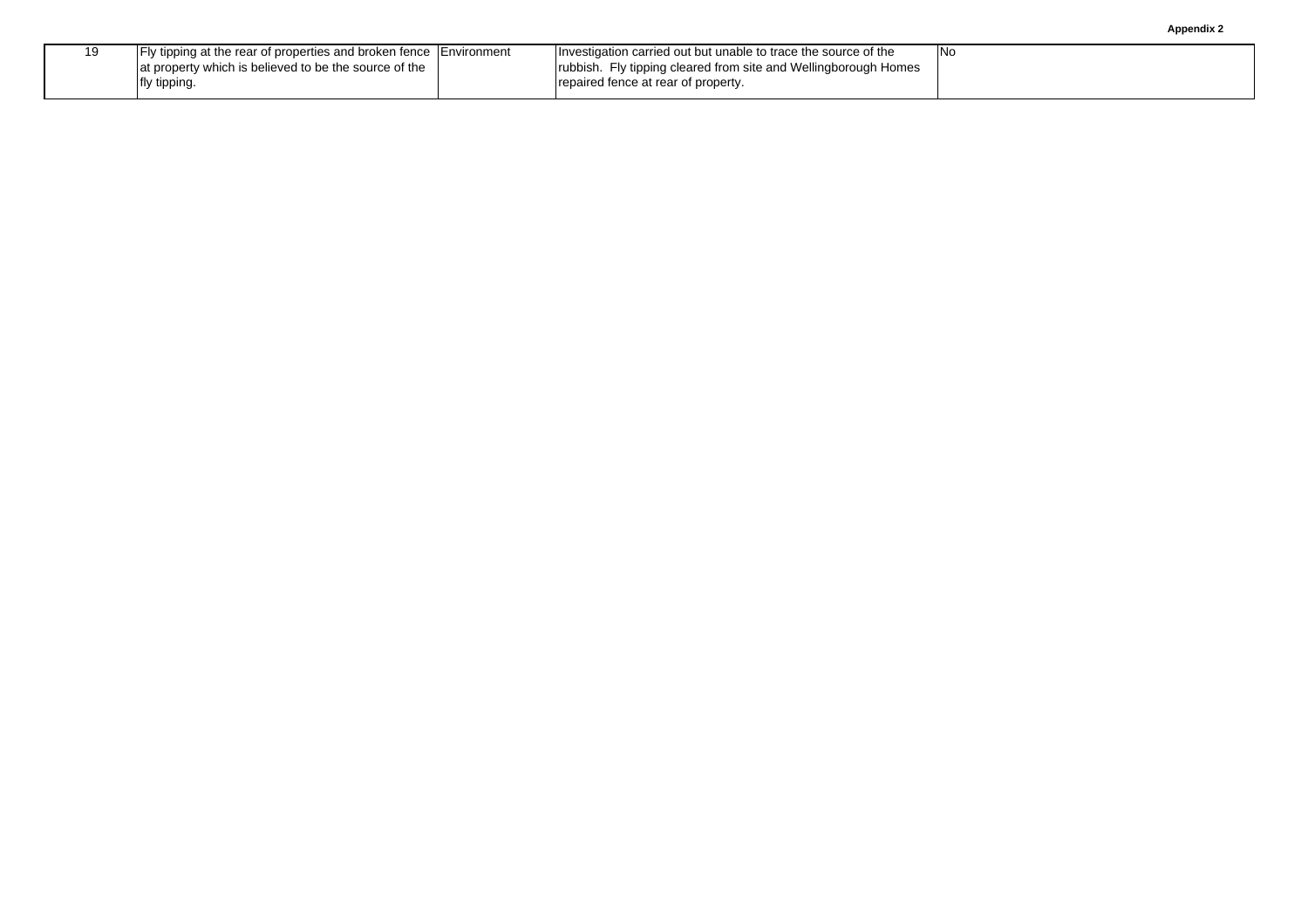| 19 | Fly tipping at the rear of properties and broken fence at property which is believed to be the source of the fly tipping. | Environment | Investigation carried out but unable to trace the source of the rubbish. Fly tipping cleared from site and Wellingborough Homes repaired fence at rear of property. | No |
|---|---|---|---|---|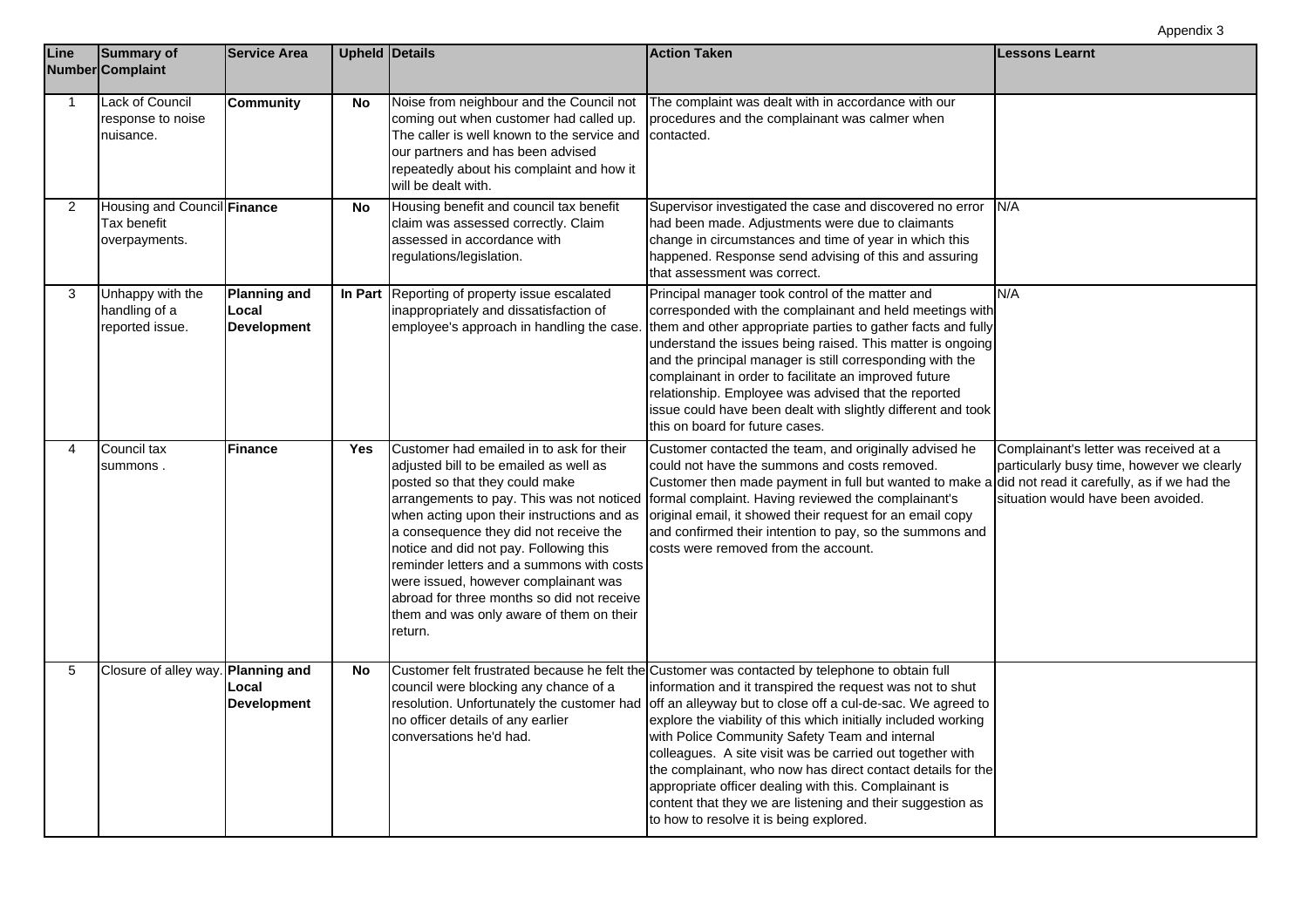Appendix 3

| Line Number | Summary of Complaint | Service Area | Upheld | Details | Action Taken | Lessons Learnt |
|---|---|---|---|---|---|---|
| 1 | Lack of Council response to noise nuisance. | **Community** | **No** | Noise from neighbour and the Council not coming out when customer had called up. The caller is well known to the service and our partners and has been advised repeatedly about his complaint and how it will be dealt with. | The complaint was dealt with in accordance with our procedures and the complainant was calmer when contacted. | |
| 2 | Housing and Council Tax benefit overpayments. | **Finance** | **No** | Housing benefit and council tax benefit claim was assessed correctly. Claim assessed in accordance with regulations/legislation. | Supervisor investigated the case and discovered no error had been made. Adjustments were due to claimants change in circumstances and time of year in which this happened. Response send advising of this and assuring that assessment was correct. | N/A |
| 3 | Unhappy with the handling of a reported issue. | **Planning and Local Development** | **In Part** | Reporting of property issue escalated inappropriately and dissatisfaction of employee's approach in handling the case. | Principal manager took control of the matter and corresponded with the complainant and held meetings with them and other appropriate parties to gather facts and fully understand the issues being raised. This matter is ongoing and the principal manager is still corresponding with the complainant in order to facilitate an improved future relationship. Employee was advised that the reported issue could have been dealt with slightly different and took this on board for future cases. | N/A |
| 4 | Council tax summons . | **Finance** | **Yes** | Customer had emailed in to ask for their adjusted bill to be emailed as well as posted so that they could make arrangements to pay. This was not noticed when acting upon their instructions and as a consequence they did not receive the notice and did not pay. Following this reminder letters and a summons with costs were issued, however complainant was abroad for three months so did not receive them and was only aware of them on their return. | Customer contacted the team, and originally advised he could not have the summons and costs removed. Customer then made payment in full but wanted to make a formal complaint. Having reviewed the complainant's original email, it showed their request for an email copy and confirmed their intention to pay, so the summons and costs were removed from the account. | Complainant's letter was received at a particularly busy time, however we clearly did not read it carefully, as if we had the situation would have been avoided. |
| 5 | Closure of alley way. | **Planning and Local Development** | **No** | Customer felt frustrated because he felt the council were blocking any chance of a resolution. Unfortunately the customer had no officer details of any earlier conversations he'd had. | Customer was contacted by telephone to obtain full information and it transpired the request was not to shut off an alleyway but to close off a cul-de-sac. We agreed to explore the viability of this which initially included working with Police Community Safety Team and internal colleagues. A site visit was carried out together with the complainant, who now has direct contact details for the appropriate officer dealing with this. Complainant is content that they we are listening and their suggestion as to how to resolve it is being explored. | |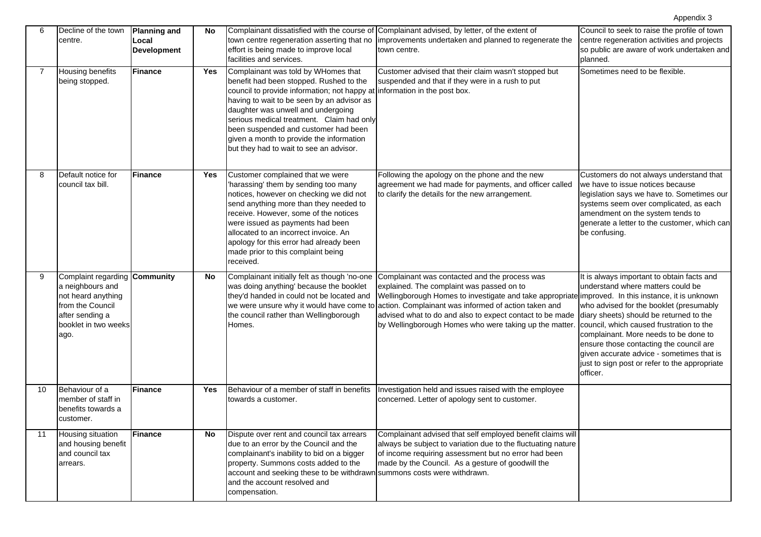Appendix 3

| | | | | | | |
|---|---|---|---|---|---|---|
| 6 | Decline of the town centre. | **Planning and Local Development** | **No** | Complainant dissatisfied with the course of town centre regeneration asserting that no effort is being made to improve local facilities and services. | Complainant advised, by letter, of the extent of improvements undertaken and planned to regenerate the town centre. | Council to seek to raise the profile of town centre regeneration activities and projects so public are aware of work undertaken and planned. |
| 7 | Housing benefits being stopped. | **Finance** | **Yes** | Complainant was told by WHomes that benefit had been stopped. Rushed to the council to provide information; not happy at having to wait to be seen by an advisor as daughter was unwell and undergoing serious medical treatment. Claim had only been suspended and customer had been given a month to provide the information but they had to wait to see an advisor. | Customer advised that their claim wasn't stopped but suspended and that if they were in a rush to put information in the post box. | Sometimes need to be flexible. |
| 8 | Default notice for council tax bill. | **Finance** | **Yes** | Customer complained that we were 'harassing' them by sending too many notices, however on checking we did not send anything more than they needed to receive. However, some of the notices were issued as payments had been allocated to an incorrect invoice. An apology for this error had already been made prior to this complaint being received. | Following the apology on the phone and the new agreement we had made for payments, and officer called to clarify the details for the new arrangement. | Customers do not always understand that we have to issue notices because legislation says we have to. Sometimes our systems seem over complicated, as each amendment on the system tends to generate a letter to the customer, which can be confusing. |
| 9 | Complaint regarding a neighbours and not heard anything from the Council after sending a booklet in two weeks ago. | **Community** | **No** | Complainant initially felt as though 'no-one was doing anything' because the booklet they'd handed in could not be located and we were unsure why it would have come to the council rather than Wellingborough Homes. | Complainant was contacted and the process was explained. The complaint was passed on to Wellingborough Homes to investigate and take appropriate action. Complainant was informed of action taken and advised what to do and also to expect contact to be made by Wellingborough Homes who were taking up the matter. | It is always important to obtain facts and understand where matters could be improved. In this instance, it is unknown who advised for the booklet (presumably diary sheets) should be returned to the council, which caused frustration to the complainant. More needs to be done to ensure those contacting the council are given accurate advice - sometimes that is just to sign post or refer to the appropriate officer. |
| 10 | Behaviour of a member of staff in benefits towards a customer. | **Finance** | **Yes** | Behaviour of a member of staff in benefits towards a customer. | Investigation held and issues raised with the employee concerned. Letter of apology sent to customer. | |
| 11 | Housing situation and housing benefit and council tax arrears. | **Finance** | **No** | Dispute over rent and council tax arrears due to an error by the Council and the complainant's inability to bid on a bigger property. Summons costs added to the account and seeking these to be withdrawn and the account resolved and compensation. | Complainant advised that self employed benefit claims will always be subject to variation due to the fluctuating nature of income requiring assessment but no error had been made by the Council. As a gesture of goodwill the summons costs were withdrawn. | |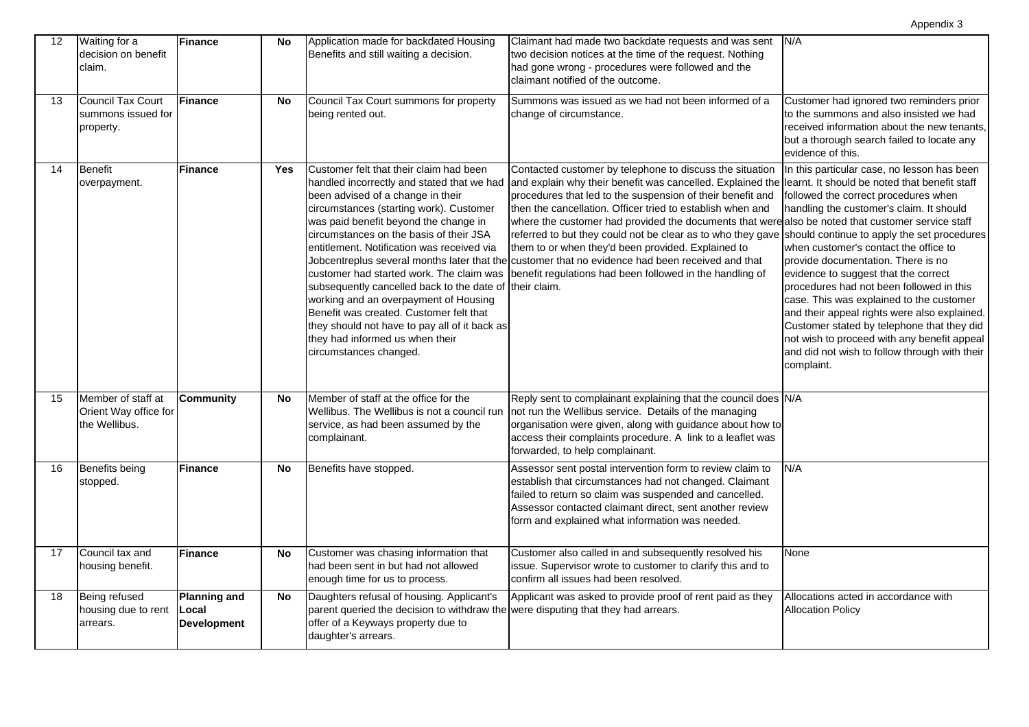| 12 | Waiting for a decision on benefit claim. | **Finance** | **No** | Application made for backdated Housing Benefits and still waiting a decision. | Claimant had made two backdate requests and was sent two decision notices at the time of the request. Nothing had gone wrong - procedures were followed and the claimant notified of the outcome. | N/A |
|---|---|---|---|---|---|---|
| 13 | Council Tax Court summons issued for property. | **Finance** | **No** | Council Tax Court summons for property being rented out. | Summons was issued as we had not been informed of a change of circumstance. | Customer had ignored two reminders prior to the summons and also insisted we had received information about the new tenants, but a thorough search failed to locate any evidence of this. |
| 14 | Benefit overpayment. | **Finance** | **Yes** | Customer felt that their claim had been handled incorrectly and stated that we had been advised of a change in their circumstances (starting work). Customer was paid benefit beyond the change in circumstances on the basis of their JSA entitlement. Notification was received via Jobcentreplus several months later that the customer had started work. The claim was subsequently cancelled back to the date of working and an overpayment of Housing Benefit was created. Customer felt that they should not have to pay all of it back as they had informed us when their circumstances changed. | Contacted customer by telephone to discuss the situation and explain why their benefit was cancelled. Explained the procedures that led to the suspension of their benefit and then the cancellation. Officer tried to establish when and where the customer had provided the documents that were referred to but they could not be clear as to who they gave them to or when they'd been provided. Explained to customer that no evidence had been received and that benefit regulations had been followed in the handling of their claim. | In this particular case, no lesson has been learnt. It should be noted that benefit staff followed the correct procedures when handling the customer's claim. It should also be noted that customer service staff should continue to apply the set procedures when customer's contact the office to provide documentation. There is no evidence to suggest that the correct procedures had not been followed in this case. This was explained to the customer and their appeal rights were also explained. Customer stated by telephone that they did not wish to proceed with any benefit appeal and did not wish to follow through with their complaint. |
| 15 | Member of staff at Orient Way office for the Wellibus. | **Community** | **No** | Member of staff at the office for the Wellibus. The Wellibus is not a council run service, as had been assumed by the complainant. | Reply sent to complainant explaining that the council does not run the Wellibus service. Details of the managing organisation were given, along with guidance about how to access their complaints procedure. A link to a leaflet was forwarded, to help complainant. | N/A |
| 16 | Benefits being stopped. | **Finance** | **No** | Benefits have stopped. | Assessor sent postal intervention form to review claim to establish that circumstances had not changed. Claimant failed to return so claim was suspended and cancelled. Assessor contacted claimant direct, sent another review form and explained what information was needed. | N/A |
| 17 | Council tax and housing benefit. | **Finance** | **No** | Customer was chasing information that had been sent in but had not allowed enough time for us to process. | Customer also called in and subsequently resolved his issue. Supervisor wrote to customer to clarify this and to confirm all issues had been resolved. | None |
| 18 | Being refused housing due to rent arrears. | **Planning and Local Development** | **No** | Daughters refusal of housing. Applicant's parent queried the decision to withdraw the offer of a Keyways property due to daughter's arrears. | Applicant was asked to provide proof of rent paid as they were disputing that they had arrears. | Allocations acted in accordance with Allocation Policy |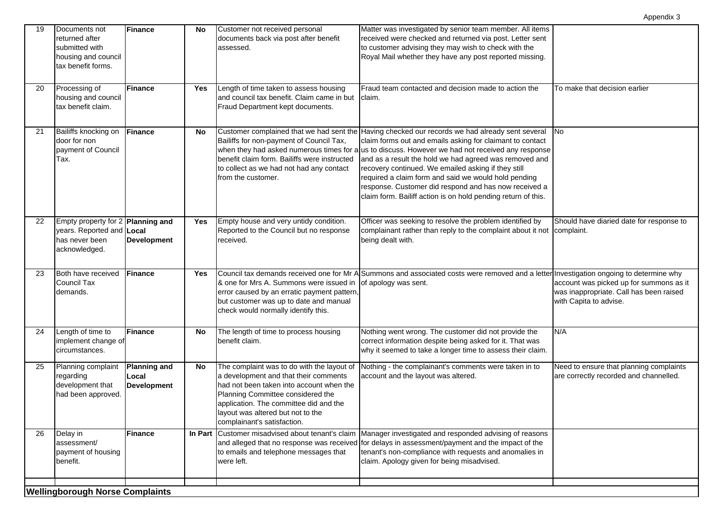| 19 | Documents not returned after submitted with housing and council tax benefit forms. | **Finance** | **No** | Customer not received personal documents back via post after benefit assessed. | Matter was investigated by senior team member. All items received were checked and returned via post. Letter sent to customer advising they may wish to check with the Royal Mail whether they have any post reported missing. | |
|---|---|---|---|---|---|---|
| 20 | Processing of housing and council tax benefit claim. | **Finance** | **Yes** | Length of time taken to assess housing and council tax benefit. Claim came in but Fraud Department kept documents. | Fraud team contacted and decision made to action the claim. | To make that decision earlier |
| 21 | Bailiffs knocking on door for non payment of Council Tax. | **Finance** | **No** | Customer complained that we had sent the Bailiffs for non-payment of Council Tax, when they had asked numerous times for a benefit claim form. Bailiffs were instructed to collect as we had not had any contact from the customer. | Having checked our records we had already sent several claim forms out and emails asking for claimant to contact us to discuss. However we had not received any response and as a result the hold we had agreed was removed and recovery continued. We emailed asking if they still required a claim form and said we would hold pending response. Customer did respond and has now received a claim form. Bailiff action is on hold pending return of this. | No |
| 22 | Empty property for 2 years. Reported and has never been acknowledged. | **Planning and Local Development** | **Yes** | Empty house and very untidy condition. Reported to the Council but no response received. | Officer was seeking to resolve the problem identified by complainant rather than reply to the complaint about it not being dealt with. | Should have diaried date for response to complaint. |
| 23 | Both have received Council Tax demands. | **Finance** | **Yes** | Council tax demands received one for Mr A & one for Mrs A. Summons were issued in error caused by an erratic payment pattern, but customer was up to date and manual check would normally identify this. | Summons and associated costs were removed and a letter of apology was sent. | Investigation ongoing to determine why account was picked up for summons as it was inappropriate. Call has been raised with Capita to advise. |
| 24 | Length of time to implement change of circumstances. | **Finance** | **No** | The length of time to process housing benefit claim. | Nothing went wrong. The customer did not provide the correct information despite being asked for it. That was why it seemed to take a longer time to assess their claim. | N/A |
| 25 | Planning complaint regarding development that had been approved. | **Planning and Local Development** | **No** | The complaint was to do with the layout of a development and that their comments had not been taken into account when the Planning Committee considered the application. The committee did and the layout was altered but not to the complainant's satisfaction. | Nothing - the complainant's comments were taken in to account and the layout was altered. | Need to ensure that planning complaints are correctly recorded and channelled. |
| 26 | Delay in assessment/ payment of housing benefit. | **Finance** | **In Part** | Customer misadvised about tenant's claim and alleged that no response was received to emails and telephone messages that were left. | Manager investigated and responded advising of reasons for delays in assessment/payment and the impact of the tenant's non-compliance with requests and anomalies in claim. Apology given for being misadvised. | |
| | | | | | | |

**Wellingborough Norse Complaints**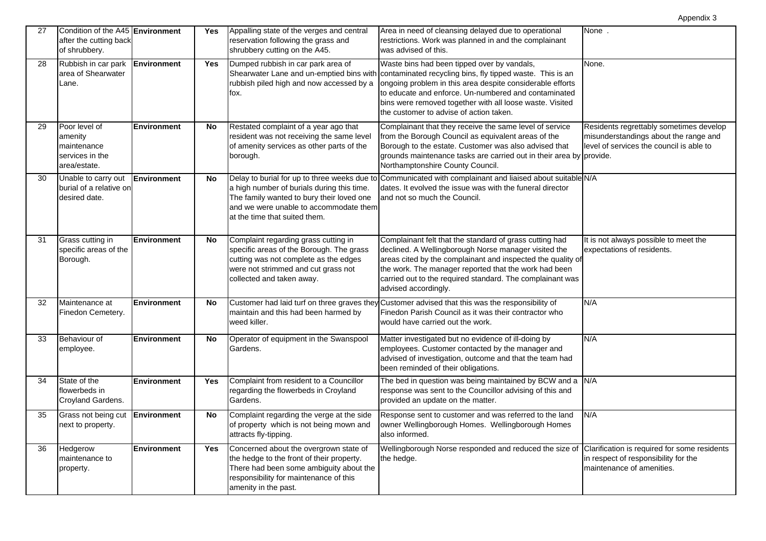| 27 | Condition of the A45 after the cutting back of shrubbery. | **Environment** | **Yes** | Appalling state of the verges and central reservation following the grass and shrubbery cutting on the A45. | Area in need of cleansing delayed due to operational restrictions. Work was planned in and the complainant was advised of this. | None . |
|---|---|---|---|---|---|---|
| 28 | Rubbish in car park area of Shearwater Lane. | **Environment** | **Yes** | Dumped rubbish in car park area of Shearwater Lane and un-emptied bins with rubbish piled high and now accessed by a fox. | Waste bins had been tipped over by vandals, contaminated recycling bins, fly tipped waste. This is an ongoing problem in this area despite considerable efforts to educate and enforce. Un-numbered and contaminated bins were removed together with all loose waste. Visited the customer to advise of action taken. | None. |
| 29 | Poor level of amenity maintenance services in the area/estate. | **Environment** | **No** | Restated complaint of a year ago that resident was not receiving the same level of amenity services as other parts of the borough. | Complainant that they receive the same level of service from the Borough Council as equivalent areas of the Borough to the estate. Customer was also advised that grounds maintenance tasks are carried out in their area by Northamptonshire County Council. | Residents regrettably sometimes develop misunderstandings about the range and level of services the council is able to provide. |
| 30 | Unable to carry out burial of a relative on desired date. | **Environment** | **No** | Delay to burial for up to three weeks due to a high number of burials during this time. The family wanted to bury their loved one and we were unable to accommodate them at the time that suited them. | Communicated with complainant and liaised about suitable dates. It evolved the issue was with the funeral director and not so much the Council. | N/A |
| 31 | Grass cutting in specific areas of the Borough. | **Environment** | **No** | Complaint regarding grass cutting in specific areas of the Borough. The grass cutting was not complete as the edges were not strimmed and cut grass not collected and taken away. | Complainant felt that the standard of grass cutting had declined. A Wellingborough Norse manager visited the areas cited by the complainant and inspected the quality of the work. The manager reported that the work had been carried out to the required standard. The complainant was advised accordingly. | It is not always possible to meet the expectations of residents. |
| 32 | Maintenance at Finedon Cemetery. | **Environment** | **No** | Customer had laid turf on three graves they maintain and this had been harmed by weed killer. | Customer advised that this was the responsibility of Finedon Parish Council as it was their contractor who would have carried out the work. | N/A |
| 33 | Behaviour of employee. | **Environment** | **No** | Operator of equipment in the Swanspool Gardens. | Matter investigated but no evidence of ill-doing by employees. Customer contacted by the manager and advised of investigation, outcome and that the team had been reminded of their obligations. | N/A |
| 34 | State of the flowerbeds in Croyland Gardens. | **Environment** | **Yes** | Complaint from resident to a Councillor regarding the flowerbeds in Croyland Gardens. | The bed in question was being maintained by BCW and a response was sent to the Councillor advising of this and provided an update on the matter. | N/A |
| 35 | Grass not being cut next to property. | **Environment** | **No** | Complaint regarding the verge at the side of property which is not being mown and attracts fly-tipping. | Response sent to customer and was referred to the land owner Wellingborough Homes. Wellingborough Homes also informed. | N/A |
| 36 | Hedgerow maintenance to property. | **Environment** | **Yes** | Concerned about the overgrown state of the hedge to the front of their property. There had been some ambiguity about the responsibility for maintenance of this amenity in the past. | Wellingborough Norse responded and reduced the size of the hedge. | Clarification is required for some residents in respect of responsibility for the maintenance of amenities. |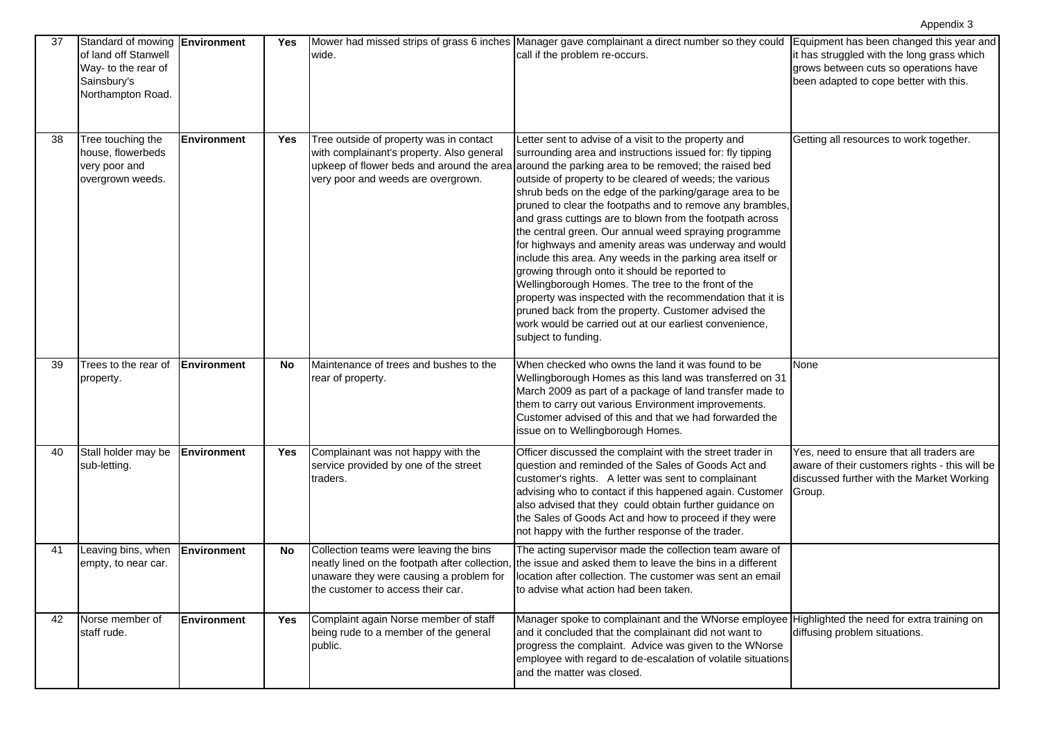Appendix 3

| | | | | | | |
|---|---|---|---|---|---|---|
| 37 | Standard of mowing of land off Stanwell Way- to the rear of Sainsbury's Northampton Road. | **Environment** | **Yes** | Mower had missed strips of grass 6 inches wide. | Manager gave complainant a direct number so they could call if the problem re-occurs. | Equipment has been changed this year and it has struggled with the long grass which grows between cuts so operations have been adapted to cope better with this. |
| 38 | Tree touching the house, flowerbeds very poor and overgrown weeds. | **Environment** | **Yes** | Tree outside of property was in contact with complainant's property. Also general upkeep of flower beds and around the area very poor and weeds are overgrown. | Letter sent to advise of a visit to the property and surrounding area and instructions issued for: fly tipping around the parking area to be removed; the raised bed outside of property to be cleared of weeds; the various shrub beds on the edge of the parking/garage area to be pruned to clear the footpaths and to remove any brambles, and grass cuttings are to blown from the footpath across the central green. Our annual weed spraying programme for highways and amenity areas was underway and would include this area. Any weeds in the parking area itself or growing through onto it should be reported to Wellingborough Homes. The tree to the front of the property was inspected with the recommendation that it is pruned back from the property. Customer advised the work would be carried out at our earliest convenience, subject to funding. | Getting all resources to work together. |
| 39 | Trees to the rear of property. | **Environment** | **No** | Maintenance of trees and bushes to the rear of property. | When checked who owns the land it was found to be Wellingborough Homes as this land was transferred on 31 March 2009 as part of a package of land transfer made to them to carry out various Environment improvements. Customer advised of this and that we had forwarded the issue on to Wellingborough Homes. | None |
| 40 | Stall holder may be sub-letting. | **Environment** | **Yes** | Complainant was not happy with the service provided by one of the street traders. | Officer discussed the complaint with the street trader in question and reminded of the Sales of Goods Act and customer's rights. A letter was sent to complainant advising who to contact if this happened again. Customer also advised that they could obtain further guidance on the Sales of Goods Act and how to proceed if they were not happy with the further response of the trader. | Yes, need to ensure that all traders are aware of their customers rights - this will be discussed further with the Market Working Group. |
| 41 | Leaving bins, when empty, to near car. | **Environment** | **No** | Collection teams were leaving the bins neatly lined on the footpath after collection, unaware they were causing a problem for the customer to access their car. | The acting supervisor made the collection team aware of the issue and asked them to leave the bins in a different location after collection. The customer was sent an email to advise what action had been taken. | |
| 42 | Norse member of staff rude. | **Environment** | **Yes** | Complaint again Norse member of staff being rude to a member of the general public. | Manager spoke to complainant and the WNorse employee and it concluded that the complainant did not want to progress the complaint. Advice was given to the WNorse employee with regard to de-escalation of volatile situations and the matter was closed. | Highlighted the need for extra training on diffusing problem situations. |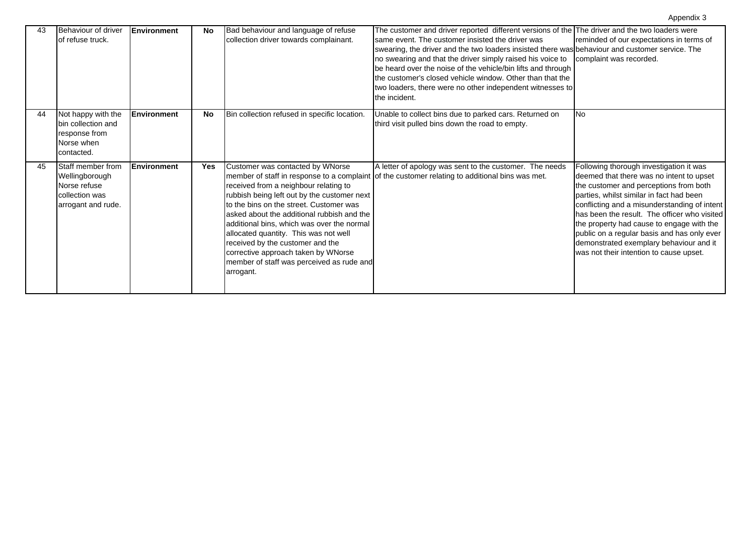| 43 | Behaviour of driver of refuse truck. | **Environment** | **No** | Bad behaviour and language of refuse collection driver towards complainant. | The customer and driver reported different versions of the same event. The customer insisted the driver was swearing, the driver and the two loaders insisted there was no swearing and that the driver simply raised his voice to be heard over the noise of the vehicle/bin lifts and through the customer's closed vehicle window. Other than that the two loaders, there were no other independent witnesses to the incident. | The driver and the two loaders were reminded of our expectations in terms of behaviour and customer service. The complaint was recorded. |
|---|---|---|---|---|---|---|
| 44 | Not happy with the bin collection and response from Norse when contacted. | **Environment** | **No** | Bin collection refused in specific location. | Unable to collect bins due to parked cars. Returned on third visit pulled bins down the road to empty. | No |
| 45 | Staff member from Wellingborough Norse refuse collection was arrogant and rude. | **Environment** | **Yes** | Customer was contacted by WNorse member of staff in response to a complaint received from a neighbour relating to rubbish being left out by the customer next to the bins on the street. Customer was asked about the additional rubbish and the additional bins, which was over the normal allocated quantity. This was not well received by the customer and the corrective approach taken by WNorse member of staff was perceived as rude and arrogant. | A letter of apology was sent to the customer. The needs of the customer relating to additional bins was met. | Following thorough investigation it was deemed that there was no intent to upset the customer and perceptions from both parties, whilst similar in fact had been conflicting and a misunderstanding of intent has been the result. The officer who visited the property had cause to engage with the public on a regular basis and has only ever demonstrated exemplary behaviour and it was not their intention to cause upset. |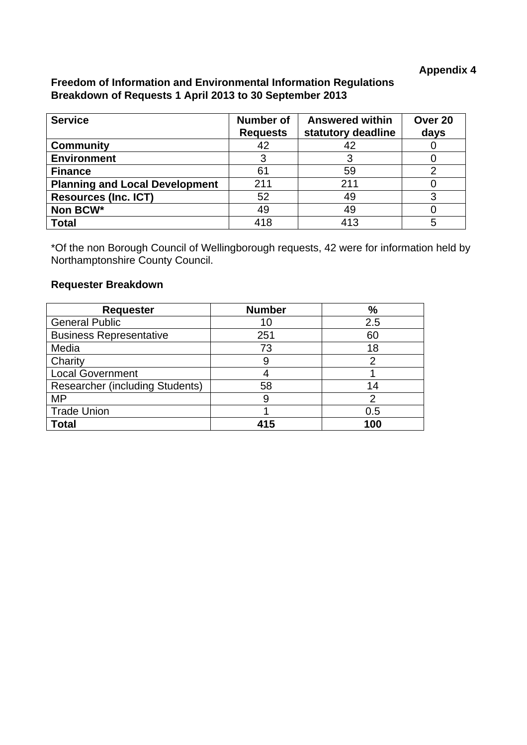**Appendix 4**

**Freedom of Information and Environmental Information Regulations Breakdown of Requests 1 April 2013 to 30 September 2013**

| Service | Number of Requests | Answered within statutory deadline | Over 20 days |
|---|---|---|---|
| **Community** | 42 | 42 | 0 |
| **Environment** | 3 | 3 | 0 |
| **Finance** | 61 | 59 | 2 |
| **Planning and Local Development** | 211 | 211 | 0 |
| **Resources (Inc. ICT)** | 52 | 49 | 3 |
| **Non BCW*** | 49 | 49 | 0 |
| **Total** | 418 | 413 | 5 |

*Of the non Borough Council of Wellingborough requests, 42 were for information held by Northamptonshire County Council.

**Requester Breakdown**

| Requester | Number | % |
|---|---|---|
| General Public | 10 | 2.5 |
| Business Representative | 251 | 60 |
| Media | 73 | 18 |
| Charity | 9 | 2 |
| Local Government | 4 | 1 |
| Researcher (including Students) | 58 | 14 |
| MP | 9 | 2 |
| Trade Union | 1 | 0.5 |
| **Total** | **415** | **100** |